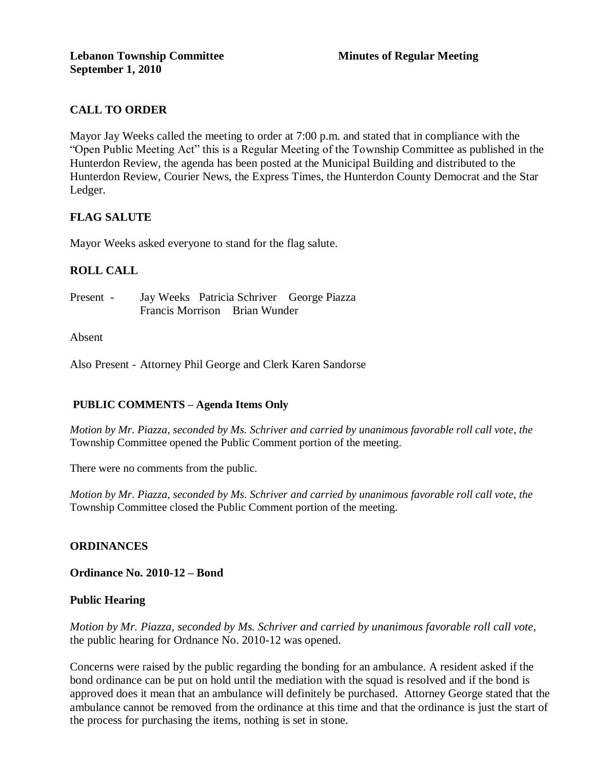**Lebanon Township Committee** **Minutes of Regular Meeting**
**September 1, 2010**

## CALL TO ORDER

Mayor Jay Weeks called the meeting to order at 7:00 p.m. and stated that in compliance with the "Open Public Meeting Act" this is a Regular Meeting of the Township Committee as published in the Hunterdon Review, the agenda has been posted at the Municipal Building and distributed to the Hunterdon Review, Courier News, the Express Times, the Hunterdon County Democrat and the Star Ledger.

## FLAG SALUTE

Mayor Weeks asked everyone to stand for the flag salute.

## ROLL CALL

Present - Jay Weeks Patricia Schriver George Piazza
Francis Morrison Brian Wunder

Absent

Also Present - Attorney Phil George and Clerk Karen Sandorse

## PUBLIC COMMENTS – Agenda Items Only

*Motion by Mr. Piazza, seconded by Ms. Schriver and carried by unanimous favorable roll call vote, the* Township Committee opened the Public Comment portion of the meeting.

There were no comments from the public.

*Motion by Mr. Piazza, seconded by Ms. Schriver and carried by unanimous favorable roll call vote, the* Township Committee closed the Public Comment portion of the meeting.

## ORDINANCES

### Ordinance No. 2010-12 – Bond

### Public Hearing

*Motion by Mr. Piazza, seconded by Ms. Schriver and carried by unanimous favorable roll call vote,* the public hearing for Ordnance No. 2010-12 was opened.

Concerns were raised by the public regarding the bonding for an ambulance. A resident asked if the bond ordinance can be put on hold until the mediation with the squad is resolved and if the bond is approved does it mean that an ambulance will definitely be purchased. Attorney George stated that the ambulance cannot be removed from the ordinance at this time and that the ordinance is just the start of the process for purchasing the items, nothing is set in stone.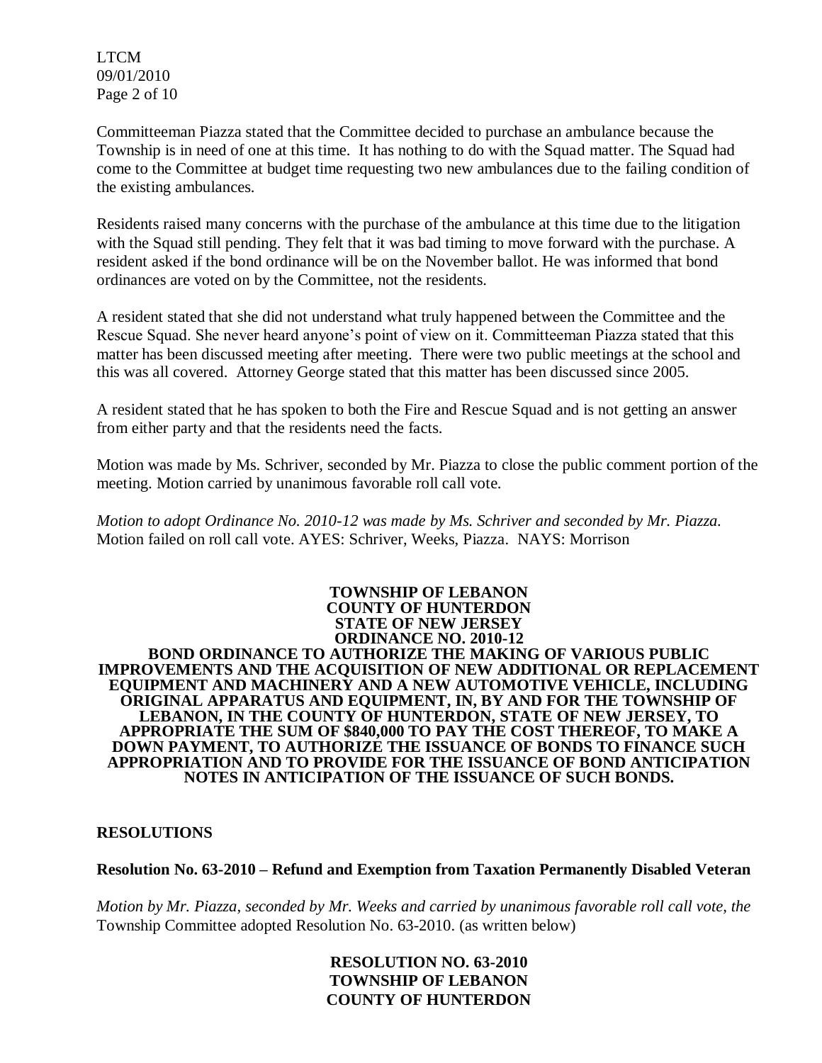Committeeman Piazza stated that the Committee decided to purchase an ambulance because the Township is in need of one at this time. It has nothing to do with the Squad matter. The Squad had come to the Committee at budget time requesting two new ambulances due to the failing condition of the existing ambulances.

Residents raised many concerns with the purchase of the ambulance at this time due to the litigation with the Squad still pending. They felt that it was bad timing to move forward with the purchase. A resident asked if the bond ordinance will be on the November ballot. He was informed that bond ordinances are voted on by the Committee, not the residents.

A resident stated that she did not understand what truly happened between the Committee and the Rescue Squad. She never heard anyone's point of view on it. Committeeman Piazza stated that this matter has been discussed meeting after meeting. There were two public meetings at the school and this was all covered. Attorney George stated that this matter has been discussed since 2005.

A resident stated that he has spoken to both the Fire and Rescue Squad and is not getting an answer from either party and that the residents need the facts.

Motion was made by Ms. Schriver, seconded by Mr. Piazza to close the public comment portion of the meeting. Motion carried by unanimous favorable roll call vote.

*Motion to adopt Ordinance No. 2010-12 was made by Ms. Schriver and seconded by Mr. Piazza.* Motion failed on roll call vote. AYES: Schriver, Weeks, Piazza. NAYS: Morrison

**TOWNSHIP OF LEBANON**
**COUNTY OF HUNTERDON**
**STATE OF NEW JERSEY**
**ORDINANCE NO. 2010-12**
**BOND ORDINANCE TO AUTHORIZE THE MAKING OF VARIOUS PUBLIC IMPROVEMENTS AND THE ACQUISITION OF NEW ADDITIONAL OR REPLACEMENT EQUIPMENT AND MACHINERY AND A NEW AUTOMOTIVE VEHICLE, INCLUDING ORIGINAL APPARATUS AND EQUIPMENT, IN, BY AND FOR THE TOWNSHIP OF LEBANON, IN THE COUNTY OF HUNTERDON, STATE OF NEW JERSEY, TO APPROPRIATE THE SUM OF $840,000 TO PAY THE COST THEREOF, TO MAKE A DOWN PAYMENT, TO AUTHORIZE THE ISSUANCE OF BONDS TO FINANCE SUCH APPROPRIATION AND TO PROVIDE FOR THE ISSUANCE OF BOND ANTICIPATION NOTES IN ANTICIPATION OF THE ISSUANCE OF SUCH BONDS.**

## RESOLUTIONS

### Resolution No. 63-2010 – Refund and Exemption from Taxation Permanently Disabled Veteran

*Motion by Mr. Piazza, seconded by Mr. Weeks and carried by unanimous favorable roll call vote, the* Township Committee adopted Resolution No. 63-2010. (as written below)

**RESOLUTION NO. 63-2010**
**TOWNSHIP OF LEBANON**
**COUNTY OF HUNTERDON**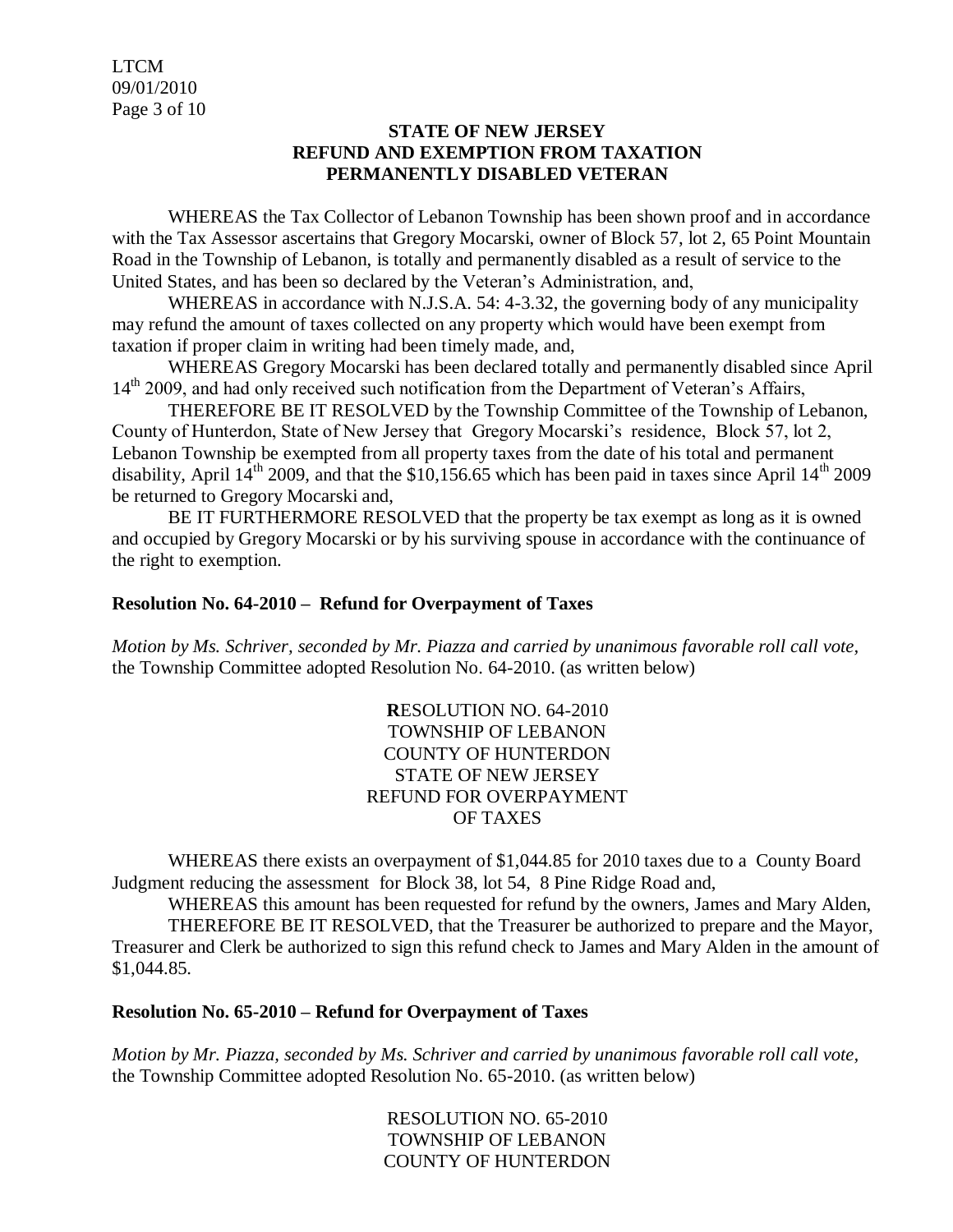**STATE OF NEW JERSEY**
**REFUND AND EXEMPTION FROM TAXATION**
**PERMANENTLY DISABLED VETERAN**

WHEREAS the Tax Collector of Lebanon Township has been shown proof and in accordance with the Tax Assessor ascertains that Gregory Mocarski, owner of Block 57, lot 2, 65 Point Mountain Road in the Township of Lebanon, is totally and permanently disabled as a result of service to the United States, and has been so declared by the Veteran's Administration, and,

WHEREAS in accordance with N.J.S.A. 54: 4-3.32, the governing body of any municipality may refund the amount of taxes collected on any property which would have been exempt from taxation if proper claim in writing had been timely made, and,

WHEREAS Gregory Mocarski has been declared totally and permanently disabled since April 14th 2009, and had only received such notification from the Department of Veteran's Affairs,

THEREFORE BE IT RESOLVED by the Township Committee of the Township of Lebanon, County of Hunterdon, State of New Jersey that Gregory Mocarski's residence, Block 57, lot 2, Lebanon Township be exempted from all property taxes from the date of his total and permanent disability, April 14th 2009, and that the $10,156.65 which has been paid in taxes since April 14th 2009 be returned to Gregory Mocarski and,

BE IT FURTHERMORE RESOLVED that the property be tax exempt as long as it is owned and occupied by Gregory Mocarski or by his surviving spouse in accordance with the continuance of the right to exemption.

**Resolution No. 64-2010 – Refund for Overpayment of Taxes**

*Motion by Ms. Schriver, seconded by Mr. Piazza and carried by unanimous favorable roll call vote,* the Township Committee adopted Resolution No. 64-2010. (as written below)

**R**ESOLUTION NO. 64-2010
TOWNSHIP OF LEBANON
COUNTY OF HUNTERDON
STATE OF NEW JERSEY
REFUND FOR OVERPAYMENT
OF TAXES

WHEREAS there exists an overpayment of $1,044.85 for 2010 taxes due to a County Board Judgment reducing the assessment for Block 38, lot 54, 8 Pine Ridge Road and,

WHEREAS this amount has been requested for refund by the owners, James and Mary Alden,

THEREFORE BE IT RESOLVED, that the Treasurer be authorized to prepare and the Mayor, Treasurer and Clerk be authorized to sign this refund check to James and Mary Alden in the amount of $1,044.85.

**Resolution No. 65-2010 – Refund for Overpayment of Taxes**

*Motion by Mr. Piazza, seconded by Ms. Schriver and carried by unanimous favorable roll call vote,* the Township Committee adopted Resolution No. 65-2010. (as written below)

RESOLUTION NO. 65-2010
TOWNSHIP OF LEBANON
COUNTY OF HUNTERDON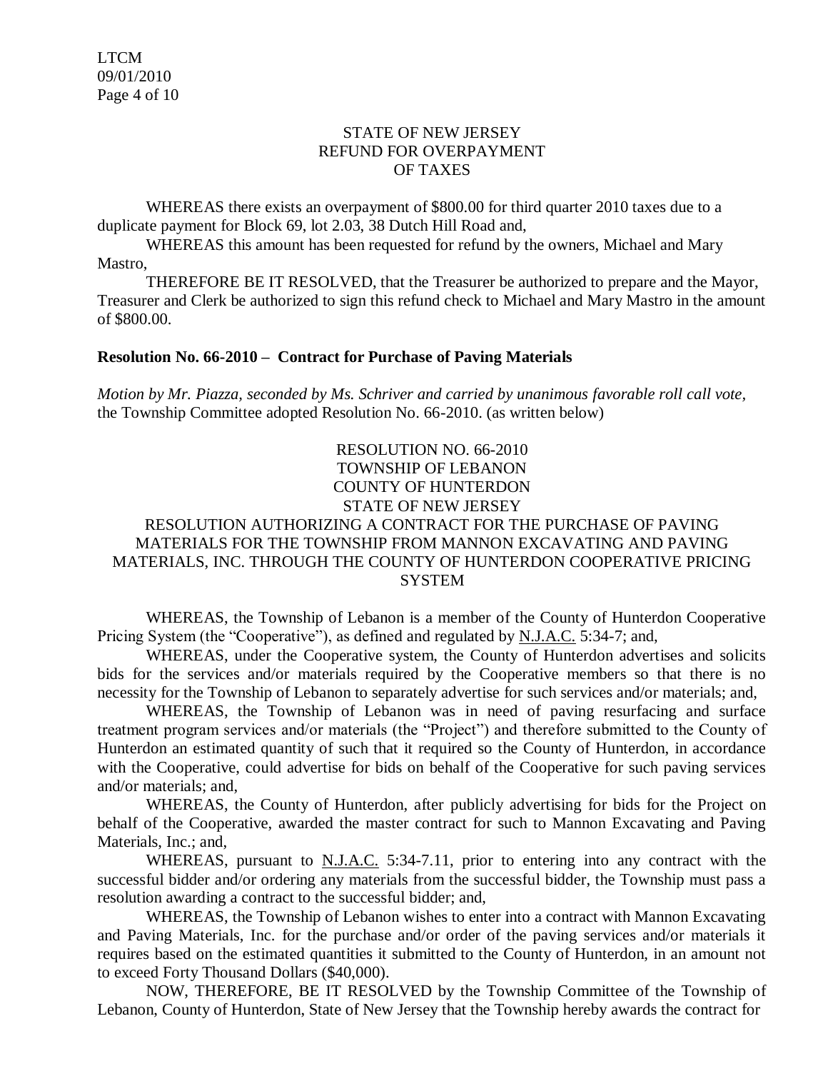STATE OF NEW JERSEY
REFUND FOR OVERPAYMENT
OF TAXES

WHEREAS there exists an overpayment of $800.00 for third quarter 2010 taxes due to a duplicate payment for Block 69, lot 2.03, 38 Dutch Hill Road and,

WHEREAS this amount has been requested for refund by the owners, Michael and Mary Mastro,

THEREFORE BE IT RESOLVED, that the Treasurer be authorized to prepare and the Mayor, Treasurer and Clerk be authorized to sign this refund check to Michael and Mary Mastro in the amount of $800.00.

**Resolution No. 66-2010 – Contract for Purchase of Paving Materials**

*Motion by Mr. Piazza, seconded by Ms. Schriver and carried by unanimous favorable roll call vote,* the Township Committee adopted Resolution No. 66-2010. (as written below)

RESOLUTION NO. 66-2010
TOWNSHIP OF LEBANON
COUNTY OF HUNTERDON
STATE OF NEW JERSEY
RESOLUTION AUTHORIZING A CONTRACT FOR THE PURCHASE OF PAVING MATERIALS FOR THE TOWNSHIP FROM MANNON EXCAVATING AND PAVING MATERIALS, INC. THROUGH THE COUNTY OF HUNTERDON COOPERATIVE PRICING SYSTEM

WHEREAS, the Township of Lebanon is a member of the County of Hunterdon Cooperative Pricing System (the "Cooperative"), as defined and regulated by N.J.A.C. 5:34-7; and,

WHEREAS, under the Cooperative system, the County of Hunterdon advertises and solicits bids for the services and/or materials required by the Cooperative members so that there is no necessity for the Township of Lebanon to separately advertise for such services and/or materials; and,

WHEREAS, the Township of Lebanon was in need of paving resurfacing and surface treatment program services and/or materials (the "Project") and therefore submitted to the County of Hunterdon an estimated quantity of such that it required so the County of Hunterdon, in accordance with the Cooperative, could advertise for bids on behalf of the Cooperative for such paving services and/or materials; and,

WHEREAS, the County of Hunterdon, after publicly advertising for bids for the Project on behalf of the Cooperative, awarded the master contract for such to Mannon Excavating and Paving Materials, Inc.; and,

WHEREAS, pursuant to N.J.A.C. 5:34-7.11, prior to entering into any contract with the successful bidder and/or ordering any materials from the successful bidder, the Township must pass a resolution awarding a contract to the successful bidder; and,

WHEREAS, the Township of Lebanon wishes to enter into a contract with Mannon Excavating and Paving Materials, Inc. for the purchase and/or order of the paving services and/or materials it requires based on the estimated quantities it submitted to the County of Hunterdon, in an amount not to exceed Forty Thousand Dollars ($40,000).

NOW, THEREFORE, BE IT RESOLVED by the Township Committee of the Township of Lebanon, County of Hunterdon, State of New Jersey that the Township hereby awards the contract for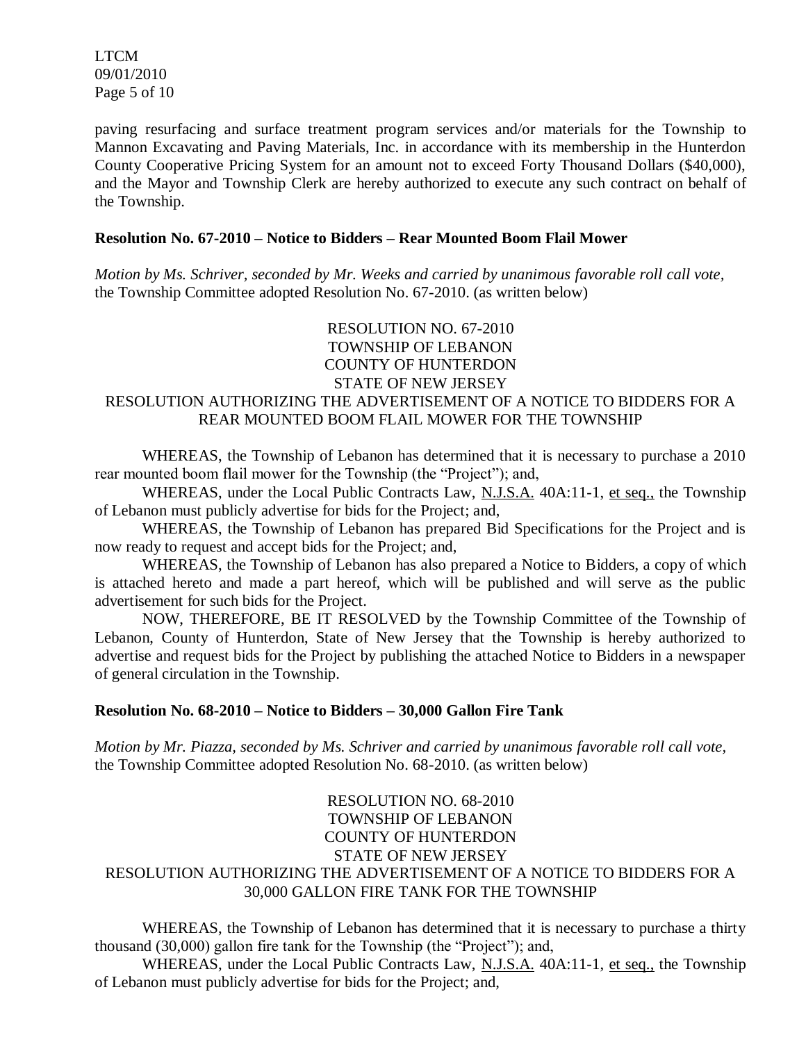paving resurfacing and surface treatment program services and/or materials for the Township to Mannon Excavating and Paving Materials, Inc. in accordance with its membership in the Hunterdon County Cooperative Pricing System for an amount not to exceed Forty Thousand Dollars ($40,000), and the Mayor and Township Clerk are hereby authorized to execute any such contract on behalf of the Township.

**Resolution No. 67-2010 – Notice to Bidders – Rear Mounted Boom Flail Mower**

*Motion by Ms. Schriver, seconded by Mr. Weeks and carried by unanimous favorable roll call vote,* the Township Committee adopted Resolution No. 67-2010. (as written below)

RESOLUTION NO. 67-2010
TOWNSHIP OF LEBANON
COUNTY OF HUNTERDON
STATE OF NEW JERSEY
RESOLUTION AUTHORIZING THE ADVERTISEMENT OF A NOTICE TO BIDDERS FOR A REAR MOUNTED BOOM FLAIL MOWER FOR THE TOWNSHIP

WHEREAS, the Township of Lebanon has determined that it is necessary to purchase a 2010 rear mounted boom flail mower for the Township (the "Project"); and,

WHEREAS, under the Local Public Contracts Law, N.J.S.A. 40A:11-1, et seq., the Township of Lebanon must publicly advertise for bids for the Project; and,

WHEREAS, the Township of Lebanon has prepared Bid Specifications for the Project and is now ready to request and accept bids for the Project; and,

WHEREAS, the Township of Lebanon has also prepared a Notice to Bidders, a copy of which is attached hereto and made a part hereof, which will be published and will serve as the public advertisement for such bids for the Project.

NOW, THEREFORE, BE IT RESOLVED by the Township Committee of the Township of Lebanon, County of Hunterdon, State of New Jersey that the Township is hereby authorized to advertise and request bids for the Project by publishing the attached Notice to Bidders in a newspaper of general circulation in the Township.

**Resolution No. 68-2010 – Notice to Bidders – 30,000 Gallon Fire Tank**

*Motion by Mr. Piazza, seconded by Ms. Schriver and carried by unanimous favorable roll call vote,* the Township Committee adopted Resolution No. 68-2010. (as written below)

RESOLUTION NO. 68-2010
TOWNSHIP OF LEBANON
COUNTY OF HUNTERDON
STATE OF NEW JERSEY
RESOLUTION AUTHORIZING THE ADVERTISEMENT OF A NOTICE TO BIDDERS FOR A 30,000 GALLON FIRE TANK FOR THE TOWNSHIP

WHEREAS, the Township of Lebanon has determined that it is necessary to purchase a thirty thousand (30,000) gallon fire tank for the Township (the "Project"); and,

WHEREAS, under the Local Public Contracts Law, N.J.S.A. 40A:11-1, et seq., the Township of Lebanon must publicly advertise for bids for the Project; and,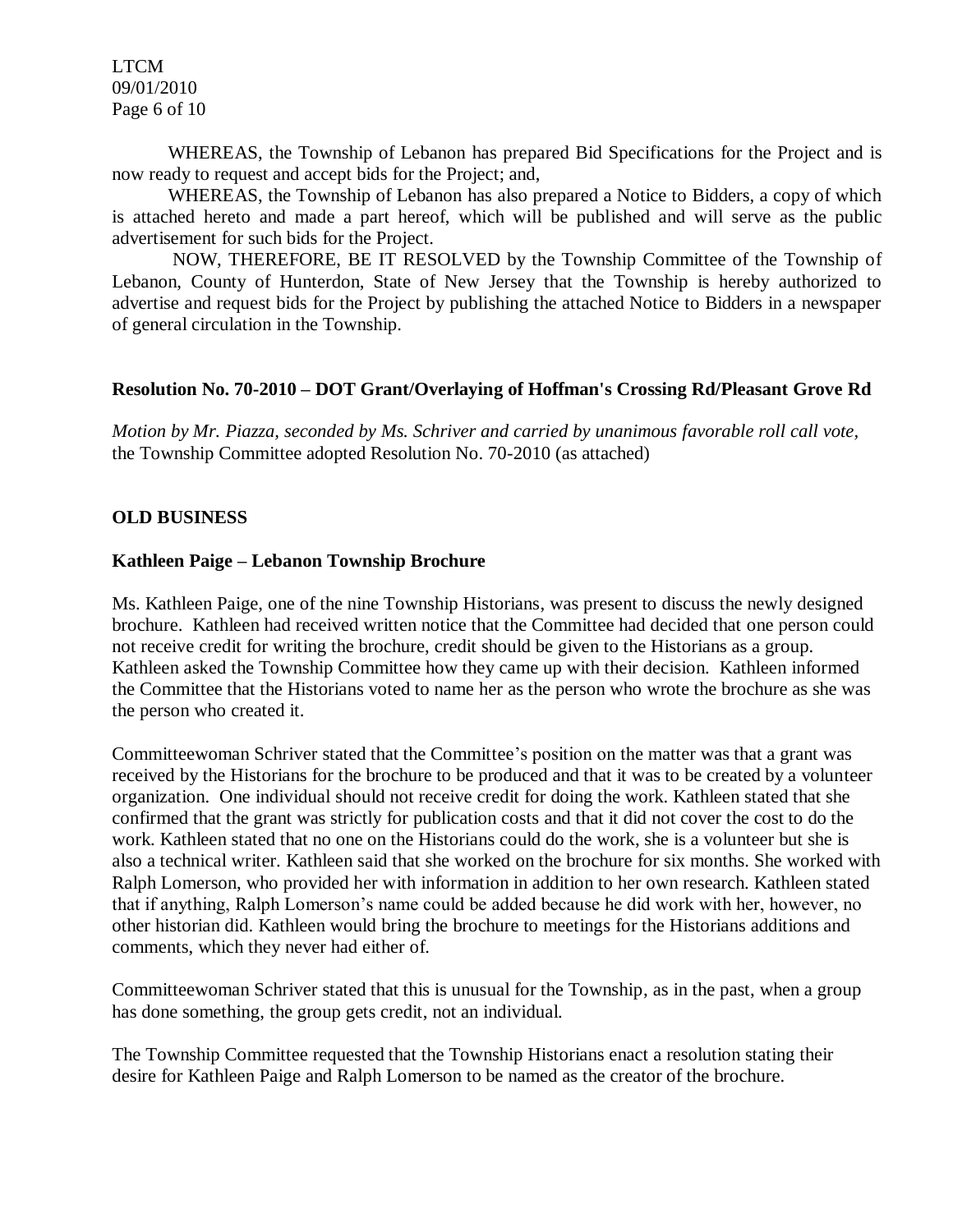WHEREAS, the Township of Lebanon has prepared Bid Specifications for the Project and is now ready to request and accept bids for the Project; and,

WHEREAS, the Township of Lebanon has also prepared a Notice to Bidders, a copy of which is attached hereto and made a part hereof, which will be published and will serve as the public advertisement for such bids for the Project.

NOW, THEREFORE, BE IT RESOLVED by the Township Committee of the Township of Lebanon, County of Hunterdon, State of New Jersey that the Township is hereby authorized to advertise and request bids for the Project by publishing the attached Notice to Bidders in a newspaper of general circulation in the Township.

**Resolution No. 70-2010 – DOT Grant/Overlaying of Hoffman's Crossing Rd/Pleasant Grove Rd**

*Motion by Mr. Piazza, seconded by Ms. Schriver and carried by unanimous favorable roll call vote,* the Township Committee adopted Resolution No. 70-2010 (as attached)

**OLD BUSINESS**

**Kathleen Paige – Lebanon Township Brochure**

Ms. Kathleen Paige, one of the nine Township Historians, was present to discuss the newly designed brochure. Kathleen had received written notice that the Committee had decided that one person could not receive credit for writing the brochure, credit should be given to the Historians as a group. Kathleen asked the Township Committee how they came up with their decision. Kathleen informed the Committee that the Historians voted to name her as the person who wrote the brochure as she was the person who created it.

Committeewoman Schriver stated that the Committee's position on the matter was that a grant was received by the Historians for the brochure to be produced and that it was to be created by a volunteer organization. One individual should not receive credit for doing the work. Kathleen stated that she confirmed that the grant was strictly for publication costs and that it did not cover the cost to do the work. Kathleen stated that no one on the Historians could do the work, she is a volunteer but she is also a technical writer. Kathleen said that she worked on the brochure for six months. She worked with Ralph Lomerson, who provided her with information in addition to her own research. Kathleen stated that if anything, Ralph Lomerson's name could be added because he did work with her, however, no other historian did. Kathleen would bring the brochure to meetings for the Historians additions and comments, which they never had either of.

Committeewoman Schriver stated that this is unusual for the Township, as in the past, when a group has done something, the group gets credit, not an individual.

The Township Committee requested that the Township Historians enact a resolution stating their desire for Kathleen Paige and Ralph Lomerson to be named as the creator of the brochure.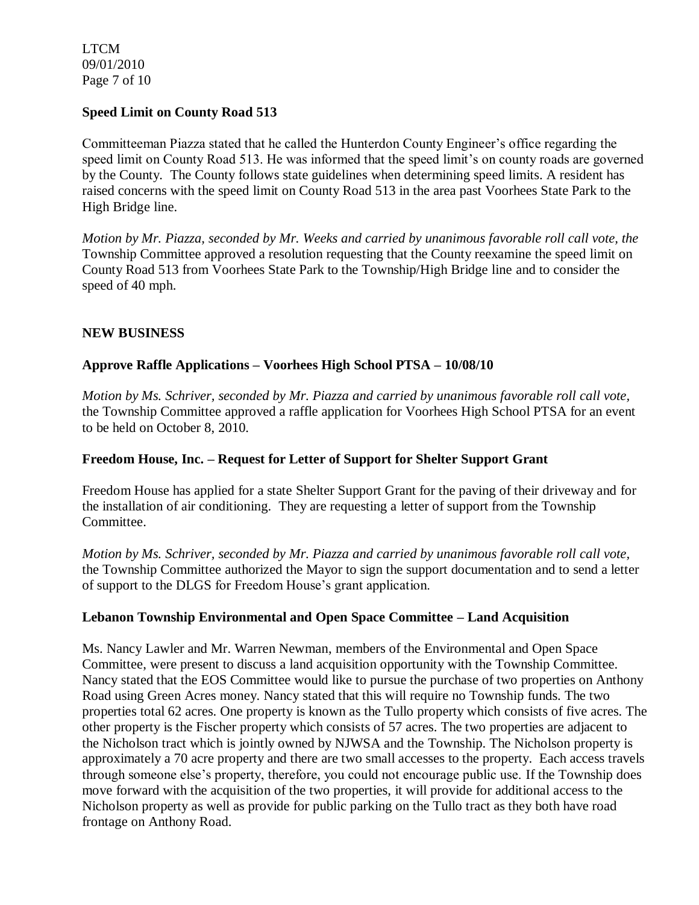**Speed Limit on County Road 513**

Committeeman Piazza stated that he called the Hunterdon County Engineer's office regarding the speed limit on County Road 513. He was informed that the speed limit's on county roads are governed by the County. The County follows state guidelines when determining speed limits. A resident has raised concerns with the speed limit on County Road 513 in the area past Voorhees State Park to the High Bridge line.

*Motion by Mr. Piazza, seconded by Mr. Weeks and carried by unanimous favorable roll call vote, the* Township Committee approved a resolution requesting that the County reexamine the speed limit on County Road 513 from Voorhees State Park to the Township/High Bridge line and to consider the speed of 40 mph.

**NEW BUSINESS**

**Approve Raffle Applications – Voorhees High School PTSA – 10/08/10**

*Motion by Ms. Schriver, seconded by Mr. Piazza and carried by unanimous favorable roll call vote,* the Township Committee approved a raffle application for Voorhees High School PTSA for an event to be held on October 8, 2010.

**Freedom House, Inc. – Request for Letter of Support for Shelter Support Grant**

Freedom House has applied for a state Shelter Support Grant for the paving of their driveway and for the installation of air conditioning. They are requesting a letter of support from the Township Committee.

*Motion by Ms. Schriver, seconded by Mr. Piazza and carried by unanimous favorable roll call vote,* the Township Committee authorized the Mayor to sign the support documentation and to send a letter of support to the DLGS for Freedom House's grant application.

**Lebanon Township Environmental and Open Space Committee – Land Acquisition**

Ms. Nancy Lawler and Mr. Warren Newman, members of the Environmental and Open Space Committee, were present to discuss a land acquisition opportunity with the Township Committee. Nancy stated that the EOS Committee would like to pursue the purchase of two properties on Anthony Road using Green Acres money. Nancy stated that this will require no Township funds. The two properties total 62 acres. One property is known as the Tullo property which consists of five acres. The other property is the Fischer property which consists of 57 acres. The two properties are adjacent to the Nicholson tract which is jointly owned by NJWSA and the Township. The Nicholson property is approximately a 70 acre property and there are two small accesses to the property. Each access travels through someone else's property, therefore, you could not encourage public use. If the Township does move forward with the acquisition of the two properties, it will provide for additional access to the Nicholson property as well as provide for public parking on the Tullo tract as they both have road frontage on Anthony Road.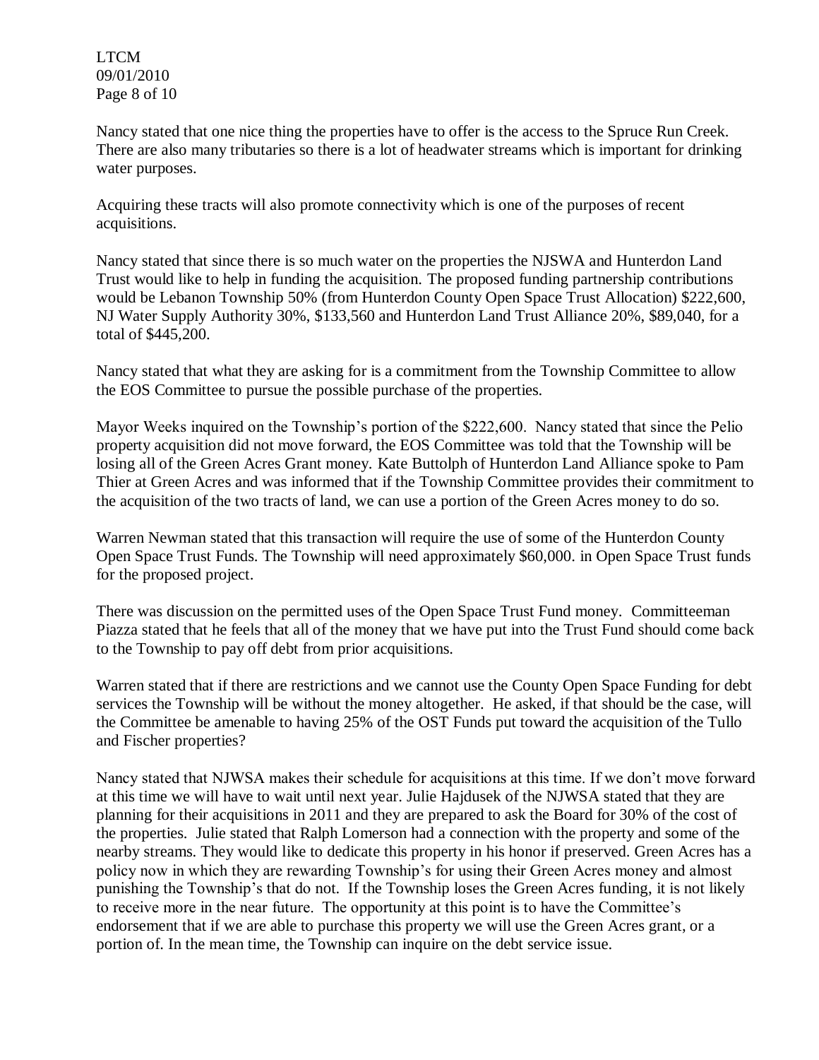Nancy stated that one nice thing the properties have to offer is the access to the Spruce Run Creek. There are also many tributaries so there is a lot of headwater streams which is important for drinking water purposes.

Acquiring these tracts will also promote connectivity which is one of the purposes of recent acquisitions.

Nancy stated that since there is so much water on the properties the NJSWA and Hunterdon Land Trust would like to help in funding the acquisition. The proposed funding partnership contributions would be Lebanon Township 50% (from Hunterdon County Open Space Trust Allocation) $222,600, NJ Water Supply Authority 30%, $133,560 and Hunterdon Land Trust Alliance 20%, $89,040, for a total of $445,200.

Nancy stated that what they are asking for is a commitment from the Township Committee to allow the EOS Committee to pursue the possible purchase of the properties.

Mayor Weeks inquired on the Township's portion of the $222,600. Nancy stated that since the Pelio property acquisition did not move forward, the EOS Committee was told that the Township will be losing all of the Green Acres Grant money. Kate Buttolph of Hunterdon Land Alliance spoke to Pam Thier at Green Acres and was informed that if the Township Committee provides their commitment to the acquisition of the two tracts of land, we can use a portion of the Green Acres money to do so.

Warren Newman stated that this transaction will require the use of some of the Hunterdon County Open Space Trust Funds. The Township will need approximately $60,000. in Open Space Trust funds for the proposed project.

There was discussion on the permitted uses of the Open Space Trust Fund money. Committeeman Piazza stated that he feels that all of the money that we have put into the Trust Fund should come back to the Township to pay off debt from prior acquisitions.

Warren stated that if there are restrictions and we cannot use the County Open Space Funding for debt services the Township will be without the money altogether. He asked, if that should be the case, will the Committee be amenable to having 25% of the OST Funds put toward the acquisition of the Tullo and Fischer properties?

Nancy stated that NJWSA makes their schedule for acquisitions at this time. If we don't move forward at this time we will have to wait until next year. Julie Hajdusek of the NJWSA stated that they are planning for their acquisitions in 2011 and they are prepared to ask the Board for 30% of the cost of the properties. Julie stated that Ralph Lomerson had a connection with the property and some of the nearby streams. They would like to dedicate this property in his honor if preserved. Green Acres has a policy now in which they are rewarding Township's for using their Green Acres money and almost punishing the Township's that do not. If the Township loses the Green Acres funding, it is not likely to receive more in the near future. The opportunity at this point is to have the Committee's endorsement that if we are able to purchase this property we will use the Green Acres grant, or a portion of. In the mean time, the Township can inquire on the debt service issue.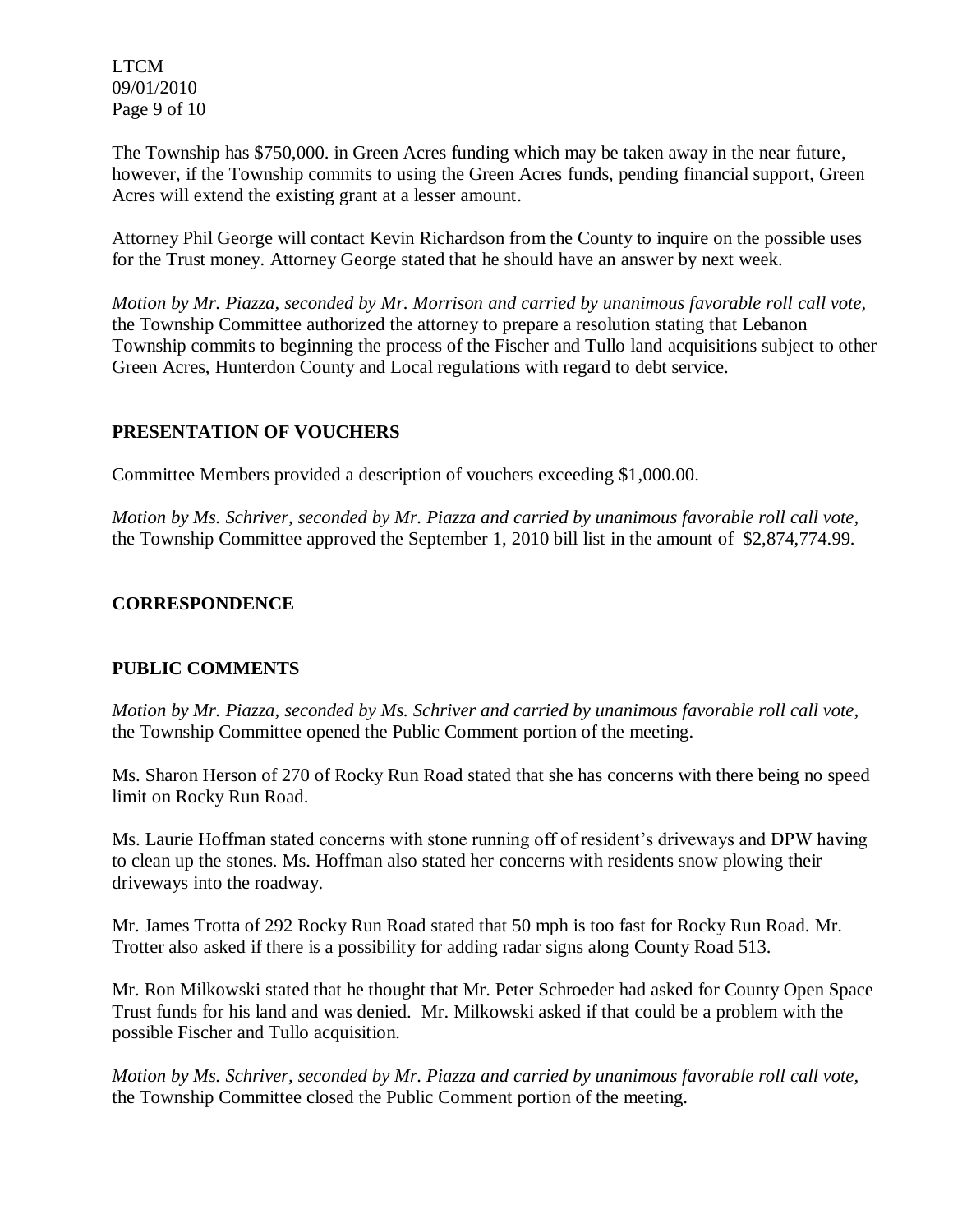The Township has $750,000. in Green Acres funding which may be taken away in the near future, however, if the Township commits to using the Green Acres funds, pending financial support, Green Acres will extend the existing grant at a lesser amount.

Attorney Phil George will contact Kevin Richardson from the County to inquire on the possible uses for the Trust money. Attorney George stated that he should have an answer by next week.

*Motion by Mr. Piazza, seconded by Mr. Morrison and carried by unanimous favorable roll call vote,* the Township Committee authorized the attorney to prepare a resolution stating that Lebanon Township commits to beginning the process of the Fischer and Tullo land acquisitions subject to other Green Acres, Hunterdon County and Local regulations with regard to debt service.

## PRESENTATION OF VOUCHERS

Committee Members provided a description of vouchers exceeding $1,000.00.

*Motion by Ms. Schriver, seconded by Mr. Piazza and carried by unanimous favorable roll call vote,* the Township Committee approved the September 1, 2010 bill list in the amount of $2,874,774.99.

## CORRESPONDENCE

## PUBLIC COMMENTS

*Motion by Mr. Piazza, seconded by Ms. Schriver and carried by unanimous favorable roll call vote,* the Township Committee opened the Public Comment portion of the meeting.

Ms. Sharon Herson of 270 of Rocky Run Road stated that she has concerns with there being no speed limit on Rocky Run Road.

Ms. Laurie Hoffman stated concerns with stone running off of resident's driveways and DPW having to clean up the stones. Ms. Hoffman also stated her concerns with residents snow plowing their driveways into the roadway.

Mr. James Trotta of 292 Rocky Run Road stated that 50 mph is too fast for Rocky Run Road. Mr. Trotter also asked if there is a possibility for adding radar signs along County Road 513.

Mr. Ron Milkowski stated that he thought that Mr. Peter Schroeder had asked for County Open Space Trust funds for his land and was denied. Mr. Milkowski asked if that could be a problem with the possible Fischer and Tullo acquisition.

*Motion by Ms. Schriver, seconded by Mr. Piazza and carried by unanimous favorable roll call vote,* the Township Committee closed the Public Comment portion of the meeting.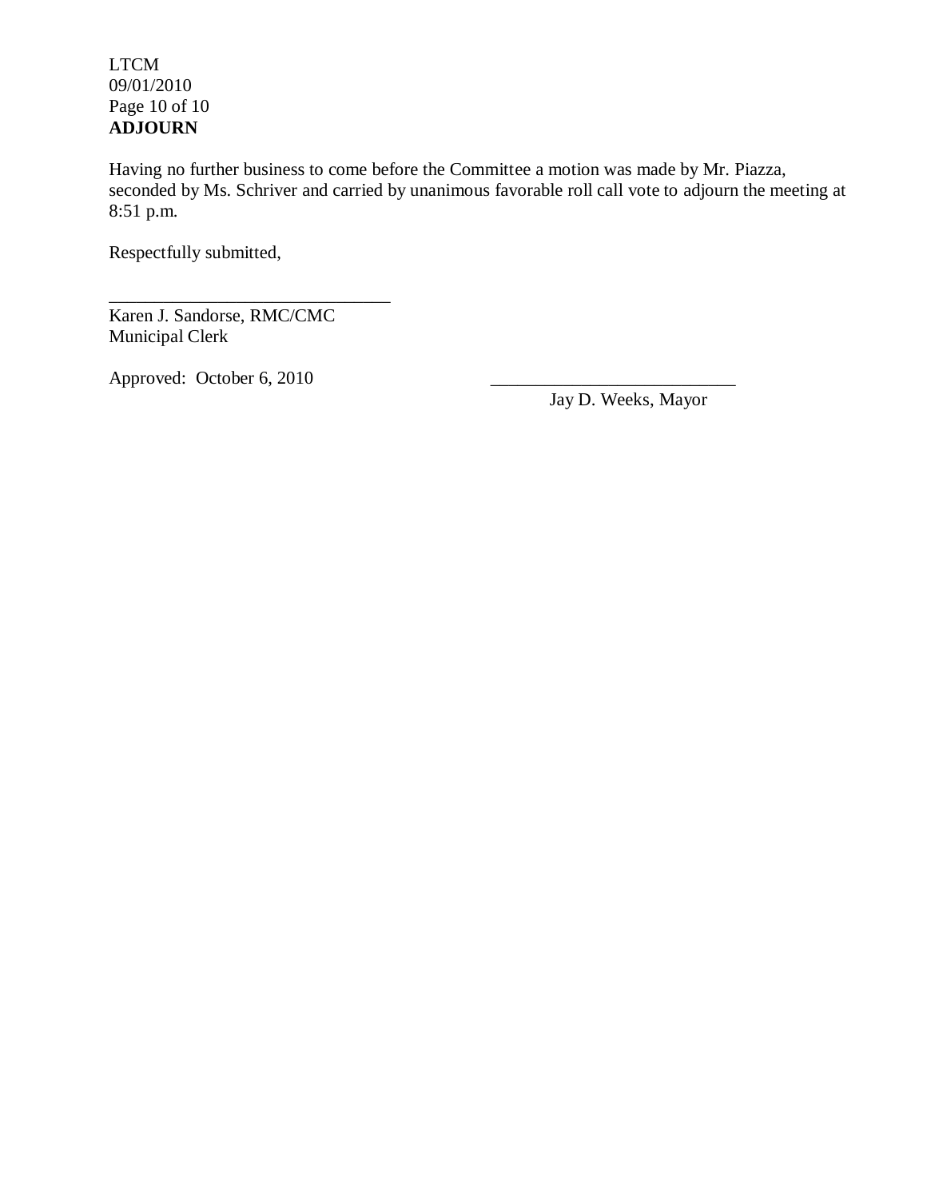**ADJOURN**

Having no further business to come before the Committee a motion was made by Mr. Piazza, seconded by Ms. Schriver and carried by unanimous favorable roll call vote to adjourn the meeting at 8:51 p.m.

Respectfully submitted,

_______________________________
Karen J. Sandorse, RMC/CMC
Municipal Clerk

Approved: October 6, 2010

___________________________
Jay D. Weeks, Mayor